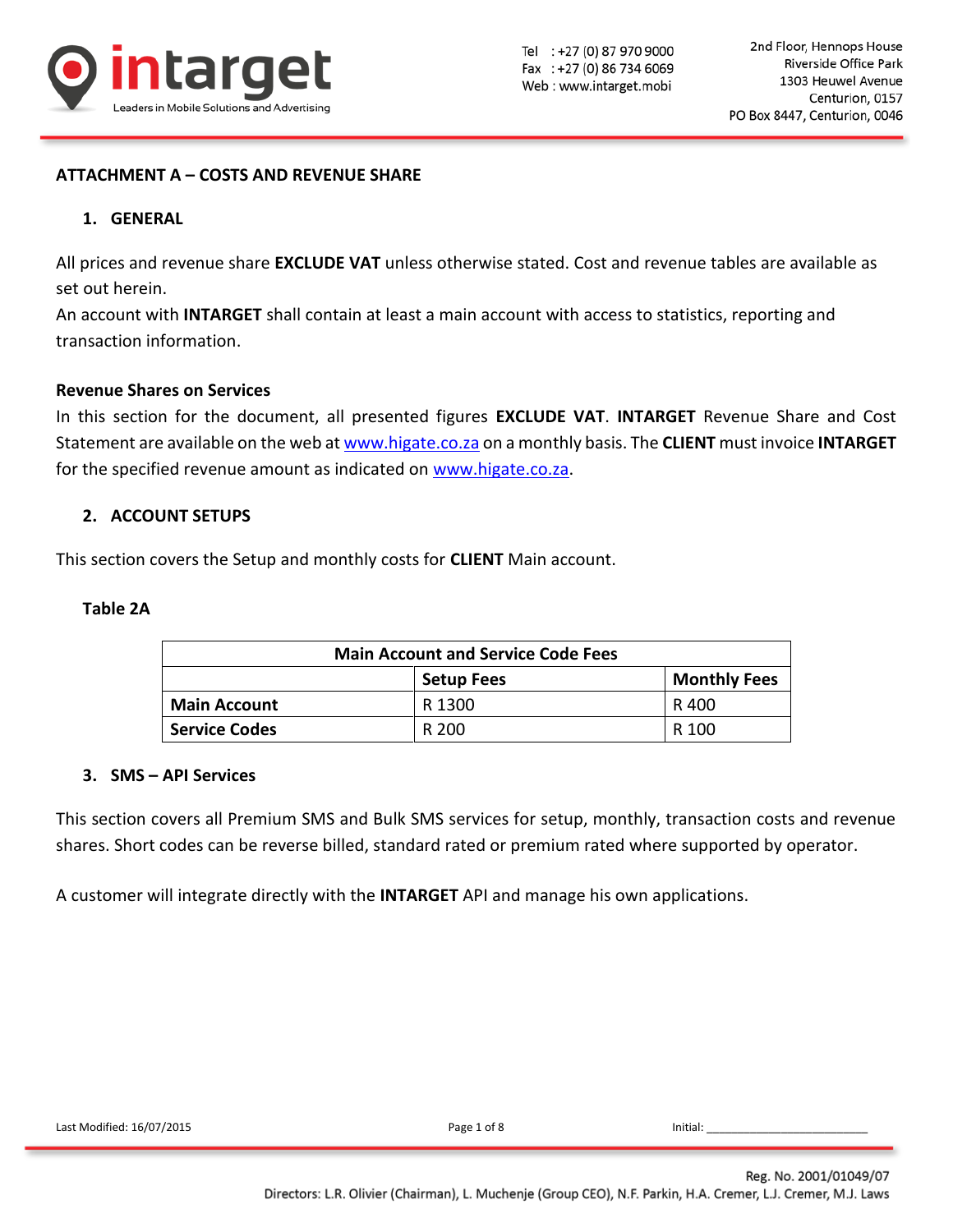# ATTACHMENT A – COSTS AND REVENUE SHARE

## 1. GENERAL

All prices and revenue share **EXCLUDE VAT** unless otherwise stated. Cost and revenue tables are available as set out herein.
An account with **INTARGET** shall contain at least a main account with access to statistics, reporting and transaction information.

### Revenue Shares on Services

In this section for the document, all presented figures **EXCLUDE VAT**. **INTARGET** Revenue Share and Cost Statement are available on the web at www.higate.co.za on a monthly basis. The **CLIENT** must invoice **INTARGET** for the specified revenue amount as indicated on www.higate.co.za.

## 2. ACCOUNT SETUPS

This section covers the Setup and monthly costs for **CLIENT** Main account.

**Table 2A**

| Main Account and Service Code Fees | | |
|---|---|---|
| | **Setup Fees** | **Monthly Fees** |
| **Main Account** | R 1300 | R 400 |
| **Service Codes** | R 200 | R 100 |

## 3. SMS – API Services

This section covers all Premium SMS and Bulk SMS services for setup, monthly, transaction costs and revenue shares. Short codes can be reverse billed, standard rated or premium rated where supported by operator.

A customer will integrate directly with the **INTARGET** API and manage his own applications.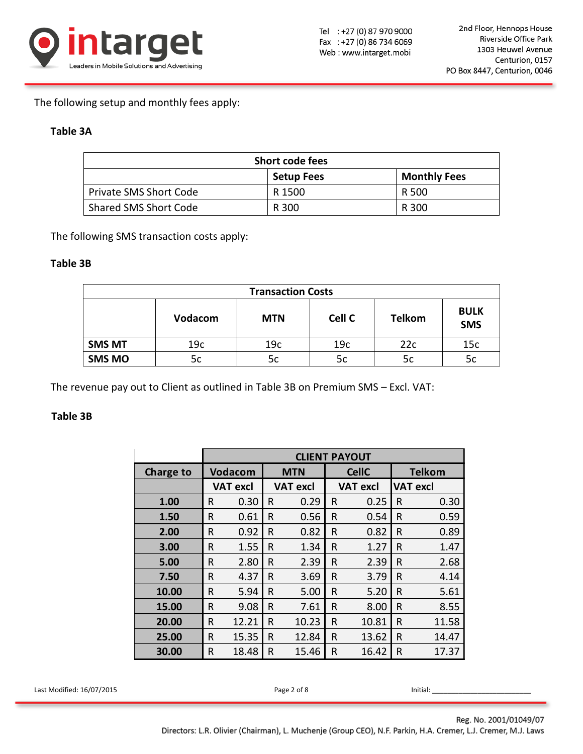The following setup and monthly fees apply:

**Table 3A**

| Short code fees | | |
|---|---|---|
| | **Setup Fees** | **Monthly Fees** |
| Private SMS Short Code | R 1500 | R 500 |
| Shared SMS Short Code | R 300 | R 300 |

The following SMS transaction costs apply:

**Table 3B**

| Transaction Costs | | | | | |
|---|---|---|---|---|---|
| | **Vodacom** | **MTN** | **Cell C** | **Telkom** | **BULK SMS** |
| **SMS MT** | 19c | 19c | 19c | 22c | 15c |
| **SMS MO** | 5c | 5c | 5c | 5c | 5c |

The revenue pay out to Client as outlined in Table 3B on Premium SMS – Excl. VAT:

**Table 3B**

| | **CLIENT PAYOUT** | | | |
|---|---|---|---|---|
| **Charge to** | **Vodacom** | **MTN** | **CellC** | **Telkom** |
| | **VAT excl** | **VAT excl** | **VAT excl** | **VAT excl** |
| **1.00** | R 0.30 | R 0.29 | R 0.25 | R 0.30 |
| **1.50** | R 0.61 | R 0.56 | R 0.54 | R 0.59 |
| **2.00** | R 0.92 | R 0.82 | R 0.82 | R 0.89 |
| **3.00** | R 1.55 | R 1.34 | R 1.27 | R 1.47 |
| **5.00** | R 2.80 | R 2.39 | R 2.39 | R 2.68 |
| **7.50** | R 4.37 | R 3.69 | R 3.79 | R 4.14 |
| **10.00** | R 5.94 | R 5.00 | R 5.20 | R 5.61 |
| **15.00** | R 9.08 | R 7.61 | R 8.00 | R 8.55 |
| **20.00** | R 12.21 | R 10.23 | R 10.81 | R 11.58 |
| **25.00** | R 15.35 | R 12.84 | R 13.62 | R 14.47 |
| **30.00** | R 18.48 | R 15.46 | R 16.42 | R 17.37 |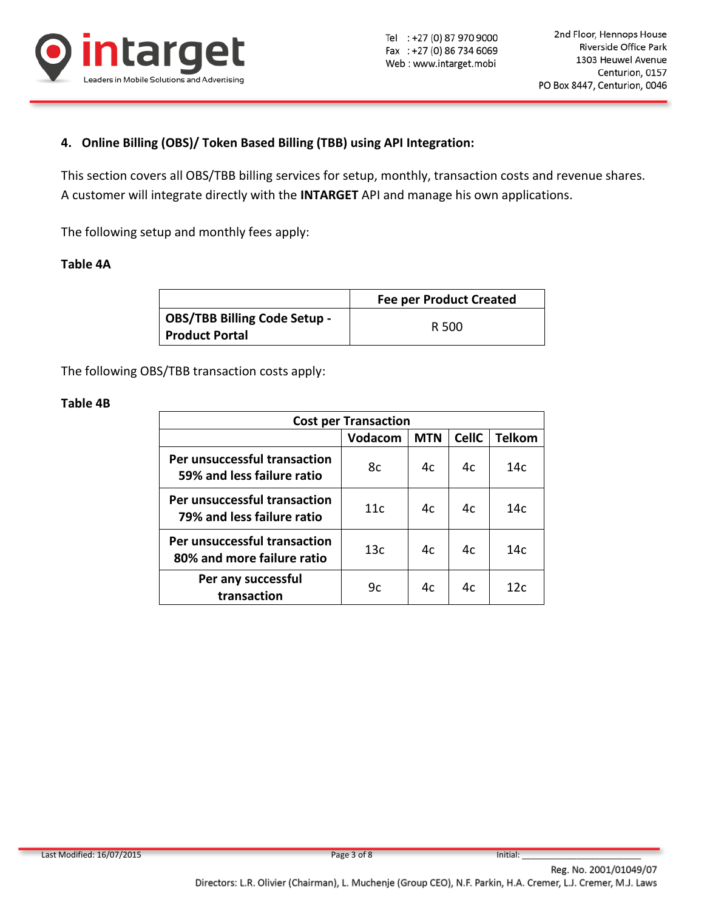## 4. Online Billing (OBS)/ Token Based Billing (TBB) using API Integration:

This section covers all OBS/TBB billing services for setup, monthly, transaction costs and revenue shares. A customer will integrate directly with the **INTARGET** API and manage his own applications.

The following setup and monthly fees apply:

**Table 4A**

| | Fee per Product Created |
|---|---|
| **OBS/TBB Billing Code Setup - Product Portal** | R 500 |

The following OBS/TBB transaction costs apply:

**Table 4B**

| Cost per Transaction | | | | |
|---|---|---|---|---|
| | **Vodacom** | **MTN** | **CellC** | **Telkom** |
| **Per unsuccessful transaction 59% and less failure ratio** | 8c | 4c | 4c | 14c |
| **Per unsuccessful transaction 79% and less failure ratio** | 11c | 4c | 4c | 14c |
| **Per unsuccessful transaction 80% and more failure ratio** | 13c | 4c | 4c | 14c |
| **Per any successful transaction** | 9c | 4c | 4c | 12c |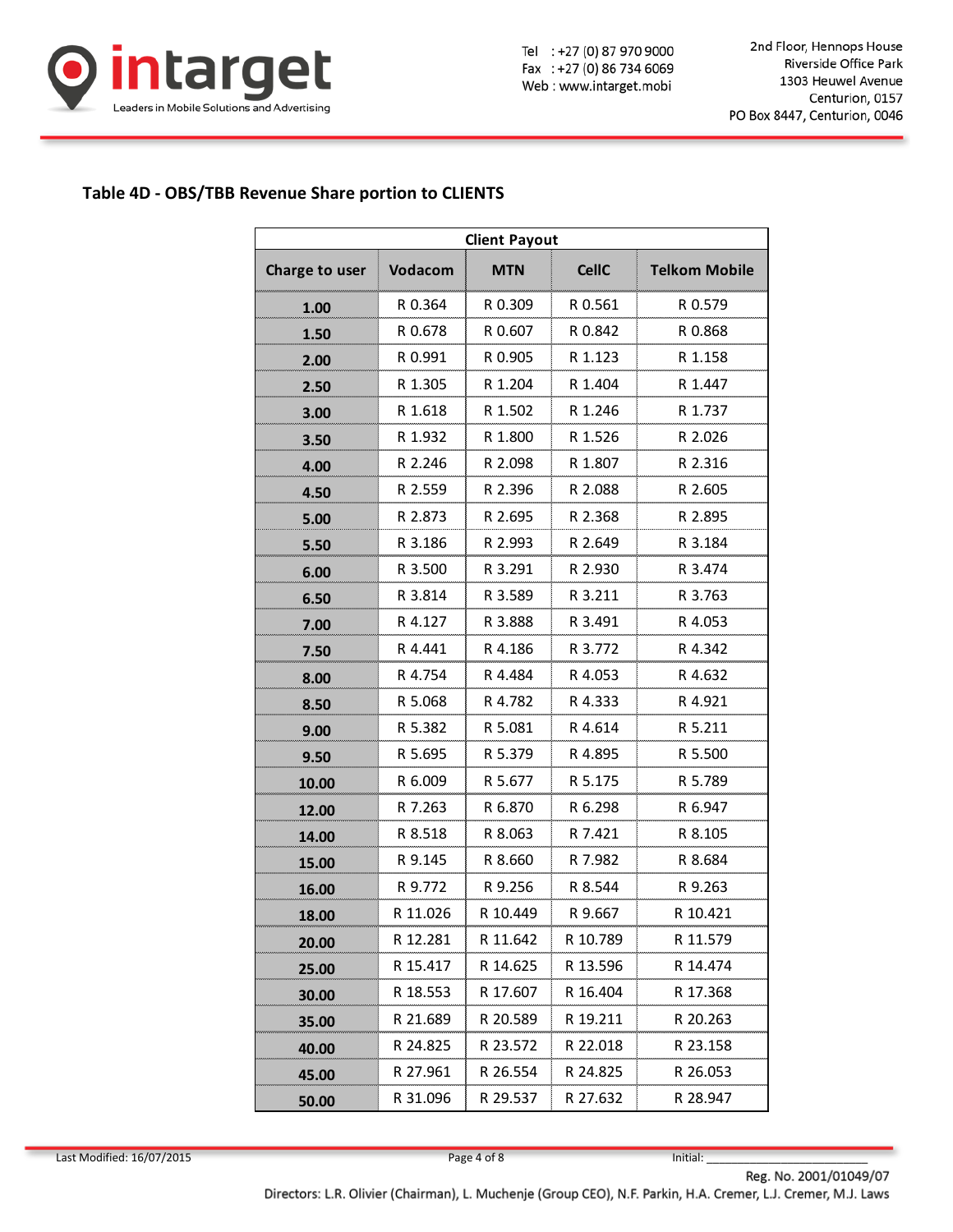### Table 4D - OBS/TBB Revenue Share portion to CLIENTS

| Client Payout | | | | |
|---|---|---|---|---|
| **Charge to user** | **Vodacom** | **MTN** | **CellC** | **Telkom Mobile** |
| **1.00** | R 0.364 | R 0.309 | R 0.561 | R 0.579 |
| **1.50** | R 0.678 | R 0.607 | R 0.842 | R 0.868 |
| **2.00** | R 0.991 | R 0.905 | R 1.123 | R 1.158 |
| **2.50** | R 1.305 | R 1.204 | R 1.404 | R 1.447 |
| **3.00** | R 1.618 | R 1.502 | R 1.246 | R 1.737 |
| **3.50** | R 1.932 | R 1.800 | R 1.526 | R 2.026 |
| **4.00** | R 2.246 | R 2.098 | R 1.807 | R 2.316 |
| **4.50** | R 2.559 | R 2.396 | R 2.088 | R 2.605 |
| **5.00** | R 2.873 | R 2.695 | R 2.368 | R 2.895 |
| **5.50** | R 3.186 | R 2.993 | R 2.649 | R 3.184 |
| **6.00** | R 3.500 | R 3.291 | R 2.930 | R 3.474 |
| **6.50** | R 3.814 | R 3.589 | R 3.211 | R 3.763 |
| **7.00** | R 4.127 | R 3.888 | R 3.491 | R 4.053 |
| **7.50** | R 4.441 | R 4.186 | R 3.772 | R 4.342 |
| **8.00** | R 4.754 | R 4.484 | R 4.053 | R 4.632 |
| **8.50** | R 5.068 | R 4.782 | R 4.333 | R 4.921 |
| **9.00** | R 5.382 | R 5.081 | R 4.614 | R 5.211 |
| **9.50** | R 5.695 | R 5.379 | R 4.895 | R 5.500 |
| **10.00** | R 6.009 | R 5.677 | R 5.175 | R 5.789 |
| **12.00** | R 7.263 | R 6.870 | R 6.298 | R 6.947 |
| **14.00** | R 8.518 | R 8.063 | R 7.421 | R 8.105 |
| **15.00** | R 9.145 | R 8.660 | R 7.982 | R 8.684 |
| **16.00** | R 9.772 | R 9.256 | R 8.544 | R 9.263 |
| **18.00** | R 11.026 | R 10.449 | R 9.667 | R 10.421 |
| **20.00** | R 12.281 | R 11.642 | R 10.789 | R 11.579 |
| **25.00** | R 15.417 | R 14.625 | R 13.596 | R 14.474 |
| **30.00** | R 18.553 | R 17.607 | R 16.404 | R 17.368 |
| **35.00** | R 21.689 | R 20.589 | R 19.211 | R 20.263 |
| **40.00** | R 24.825 | R 23.572 | R 22.018 | R 23.158 |
| **45.00** | R 27.961 | R 26.554 | R 24.825 | R 26.053 |
| **50.00** | R 31.096 | R 29.537 | R 27.632 | R 28.947 |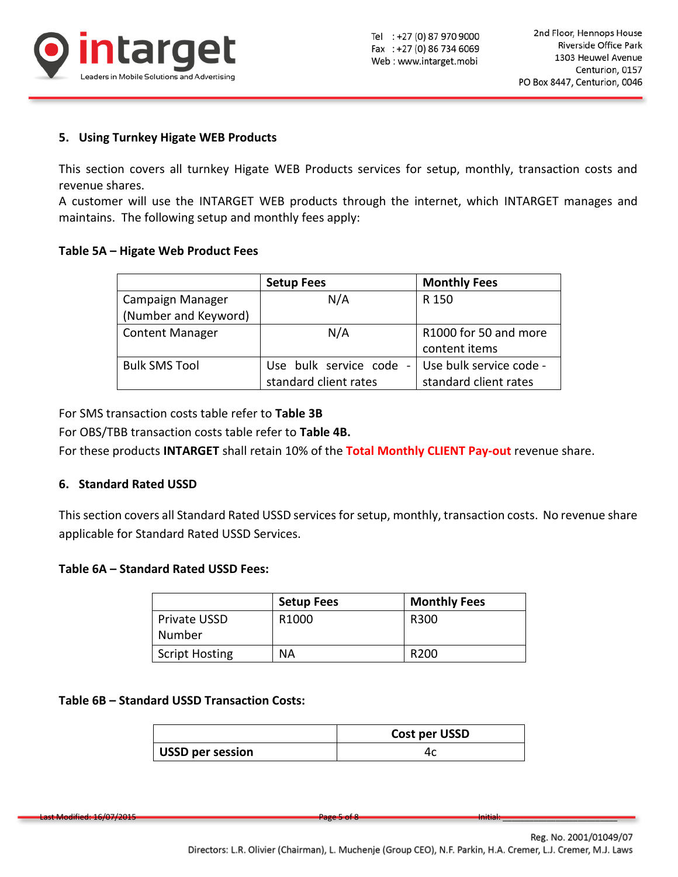## 5. Using Turnkey Higate WEB Products

This section covers all turnkey Higate WEB Products services for setup, monthly, transaction costs and revenue shares.
A customer will use the INTARGET WEB products through the internet, which INTARGET manages and maintains. The following setup and monthly fees apply:

**Table 5A – Higate Web Product Fees**

| | **Setup Fees** | **Monthly Fees** |
|---|---|---|
| Campaign Manager (Number and Keyword) | N/A | R 150 |
| Content Manager | N/A | R1000 for 50 and more content items |
| Bulk SMS Tool | Use bulk service code - standard client rates | Use bulk service code - standard client rates |

For SMS transaction costs table refer to **Table 3B**
For OBS/TBB transaction costs table refer to **Table 4B.**
For these products **INTARGET** shall retain 10% of the **Total Monthly CLIENT Pay-out** revenue share.

## 6. Standard Rated USSD

This section covers all Standard Rated USSD services for setup, monthly, transaction costs. No revenue share applicable for Standard Rated USSD Services.

**Table 6A – Standard Rated USSD Fees:**

| | **Setup Fees** | **Monthly Fees** |
|---|---|---|
| Private USSD Number | R1000 | R300 |
| Script Hosting | NA | R200 |

**Table 6B – Standard USSD Transaction Costs:**

| | **Cost per USSD** |
|---|---|
| **USSD per session** | 4c |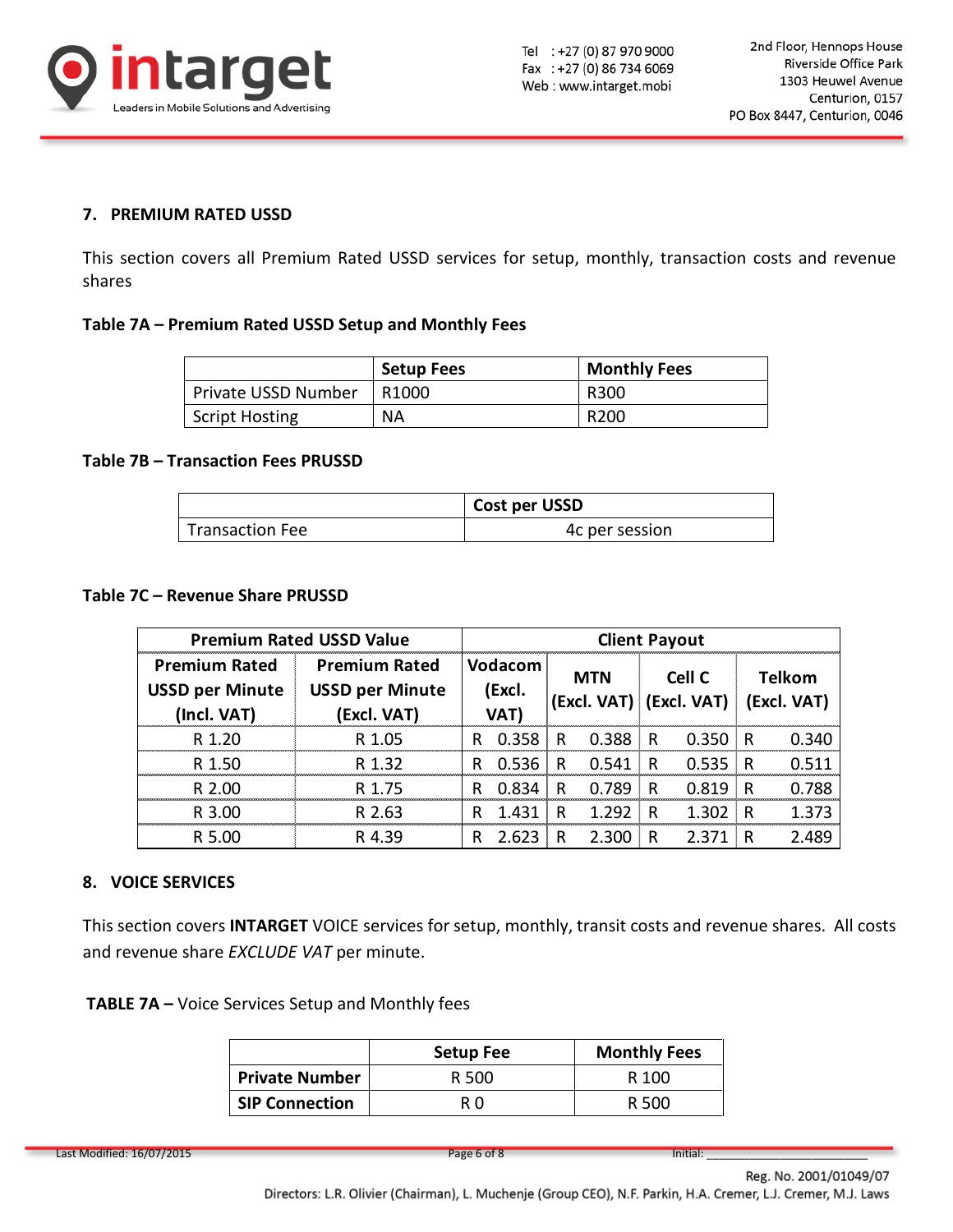## 7. PREMIUM RATED USSD

This section covers all Premium Rated USSD services for setup, monthly, transaction costs and revenue shares

**Table 7A – Premium Rated USSD Setup and Monthly Fees**

| | Setup Fees | Monthly Fees |
|---|---|---|
| Private USSD Number | R1000 | R300 |
| Script Hosting | NA | R200 |

**Table 7B – Transaction Fees PRUSSD**

| | Cost per USSD |
|---|---|
| Transaction Fee | 4c per session |

**Table 7C – Revenue Share PRUSSD**

| Premium Rated USSD Value | | Client Payout | | | |
|---|---|---|---|---|---|
| Premium Rated USSD per Minute (Incl. VAT) | Premium Rated USSD per Minute (Excl. VAT) | Vodacom (Excl. VAT) | MTN (Excl. VAT) | Cell C (Excl. VAT) | Telkom (Excl. VAT) |
| R 1.20 | R 1.05 | R 0.358 | R 0.388 | R 0.350 | R 0.340 |
| R 1.50 | R 1.32 | R 0.536 | R 0.541 | R 0.535 | R 0.511 |
| R 2.00 | R 1.75 | R 0.834 | R 0.789 | R 0.819 | R 0.788 |
| R 3.00 | R 2.63 | R 1.431 | R 1.292 | R 1.302 | R 1.373 |
| R 5.00 | R 4.39 | R 2.623 | R 2.300 | R 2.371 | R 2.489 |

## 8. VOICE SERVICES

This section covers **INTARGET** VOICE services for setup, monthly, transit costs and revenue shares. All costs and revenue share *EXCLUDE VAT* per minute.

**TABLE 7A –** Voice Services Setup and Monthly fees

| | Setup Fee | Monthly Fees |
|---|---|---|
| **Private Number** | R 500 | R 100 |
| **SIP Connection** | R 0 | R 500 |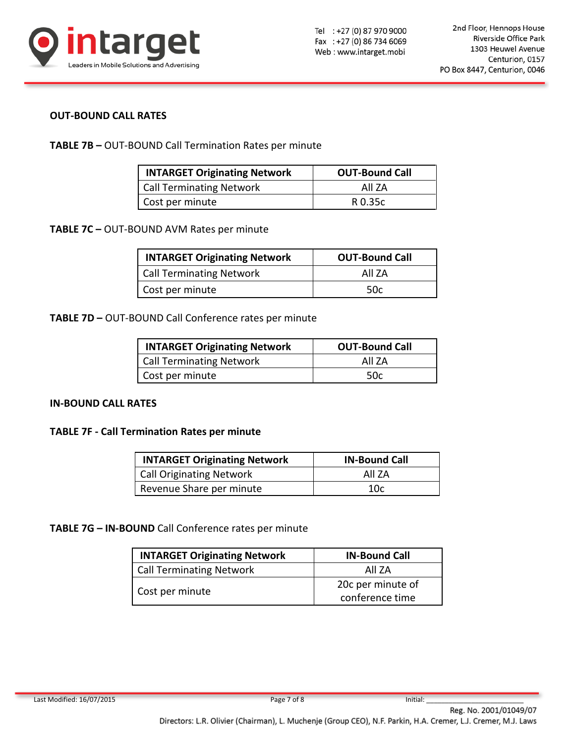## OUT-BOUND CALL RATES

**TABLE 7B –** OUT-BOUND Call Termination Rates per minute

| INTARGET Originating Network | OUT-Bound Call |
|---|---|
| Call Terminating Network | All ZA |
| Cost per minute | R 0.35c |

**TABLE 7C –** OUT-BOUND AVM Rates per minute

| INTARGET Originating Network | OUT-Bound Call |
|---|---|
| Call Terminating Network | All ZA |
| Cost per minute | 50c |

**TABLE 7D –** OUT-BOUND Call Conference rates per minute

| INTARGET Originating Network | OUT-Bound Call |
|---|---|
| Call Terminating Network | All ZA |
| Cost per minute | 50c |

## IN-BOUND CALL RATES

**TABLE 7F - Call Termination Rates per minute**

| INTARGET Originating Network | IN-Bound Call |
|---|---|
| Call Originating Network | All ZA |
| Revenue Share per minute | 10c |

**TABLE 7G – IN-BOUND** Call Conference rates per minute

| INTARGET Originating Network | IN-Bound Call |
|---|---|
| Call Terminating Network | All ZA |
| Cost per minute | 20c per minute of conference time |

Last Modified: 16/07/2015

Initial: ______________________

Reg. No. 2001/01049/07

Directors: L.R. Olivier (Chairman), L. Muchenje (Group CEO), N.F. Parkin, H.A. Cremer, L.J. Cremer, M.J. Laws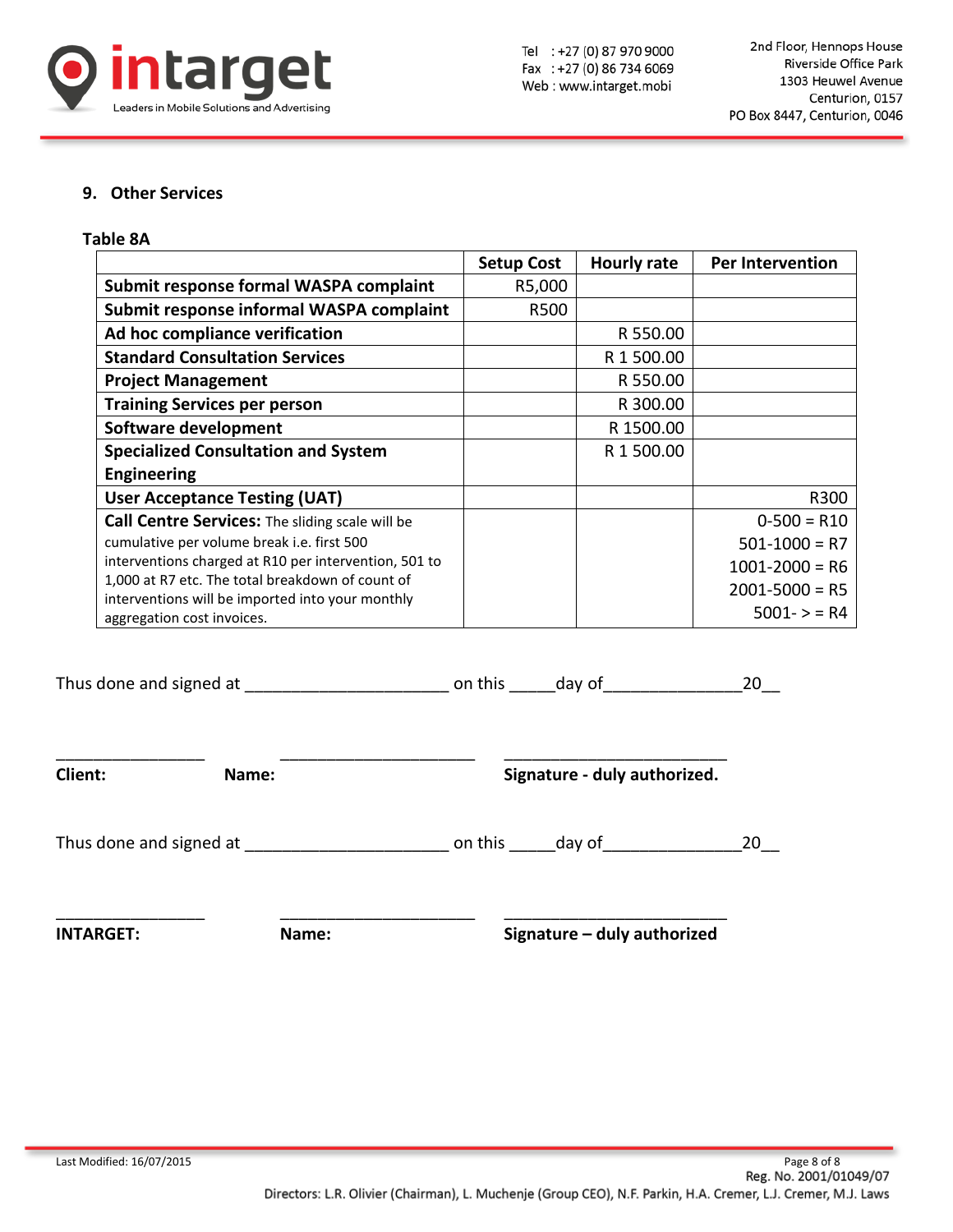## 9. Other Services

**Table 8A**

| | Setup Cost | Hourly rate | Per Intervention |
|---|---|---|---|
| **Submit response formal WASPA complaint** | R5,000 | | |
| **Submit response informal WASPA complaint** | R500 | | |
| **Ad hoc compliance verification** | | R 550.00 | |
| **Standard Consultation Services** | | R 1 500.00 | |
| **Project Management** | | R 550.00 | |
| **Training Services per person** | | R 300.00 | |
| **Software development** | | R 1500.00 | |
| **Specialized Consultation and System Engineering** | | R 1 500.00 | |
| **User Acceptance Testing (UAT)** | | | R300 |
| **Call Centre Services:** The sliding scale will be cumulative per volume break i.e. first 500 interventions charged at R10 per intervention, 501 to 1,000 at R7 etc. The total breakdown of count of interventions will be imported into your monthly aggregation cost invoices. | | | 0-500 = R10<br>501-1000 = R7<br>1001-2000 = R6<br>2001-5000 = R5<br>5001- > = R4 |

Thus done and signed at ______________________ on this _____day of_______________20__

_________________ ______________________ _________________________

**Client:** **Name:** **Signature - duly authorized.**

Thus done and signed at ______________________ on this _____day of_______________20__

_________________ ______________________ _________________________

**INTARGET:** **Name:** **Signature – duly authorized**